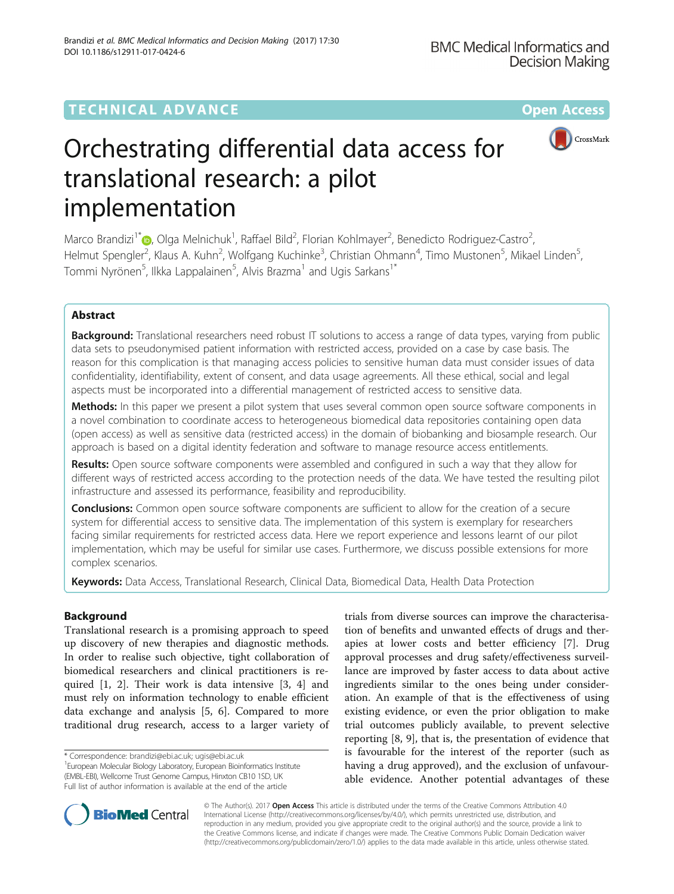TECHNICAL ADVANCE

Open Access

# Orchestrating differential data access for translational research: a pilot implementation

Marco Brandizi[1*], Olga Melnichuk[1], Raffael Bild[2], Florian Kohlmayer[2], Benedicto Rodriguez-Castro[2], Helmut Spengler[2], Klaus A. Kuhn[2], Wolfgang Kuchinke[3], Christian Ohmann[4], Timo Mustonen[5], Mikael Linden[5], Tommi Nyrönen[5], Ilkka Lappalainen[5], Alvis Brazma[1] and Ugis Sarkans[1*]

## Abstract

**Background:** Translational researchers need robust IT solutions to access a range of data types, varying from public data sets to pseudonymised patient information with restricted access, provided on a case by case basis. The reason for this complication is that managing access policies to sensitive human data must consider issues of data confidentiality, identifiability, extent of consent, and data usage agreements. All these ethical, social and legal aspects must be incorporated into a differential management of restricted access to sensitive data.

**Methods:** In this paper we present a pilot system that uses several common open source software components in a novel combination to coordinate access to heterogeneous biomedical data repositories containing open data (open access) as well as sensitive data (restricted access) in the domain of biobanking and biosample research. Our approach is based on a digital identity federation and software to manage resource access entitlements.

**Results:** Open source software components were assembled and configured in such a way that they allow for different ways of restricted access according to the protection needs of the data. We have tested the resulting pilot infrastructure and assessed its performance, feasibility and reproducibility.

**Conclusions:** Common open source software components are sufficient to allow for the creation of a secure system for differential access to sensitive data. The implementation of this system is exemplary for researchers facing similar requirements for restricted access data. Here we report experience and lessons learnt of our pilot implementation, which may be useful for similar use cases. Furthermore, we discuss possible extensions for more complex scenarios.

**Keywords:** Data Access, Translational Research, Clinical Data, Biomedical Data, Health Data Protection

## Background

Translational research is a promising approach to speed up discovery of new therapies and diagnostic methods. In order to realise such objective, tight collaboration of biomedical researchers and clinical practitioners is required [1, 2]. Their work is data intensive [3, 4] and must rely on information technology to enable efficient data exchange and analysis [5, 6]. Compared to more traditional drug research, access to a larger variety of trials from diverse sources can improve the characterisation of benefits and unwanted effects of drugs and therapies at lower costs and better efficiency [7]. Drug approval processes and drug safety/effectiveness surveillance are improved by faster access to data about active ingredients similar to the ones being under consideration. An example of that is the effectiveness of using existing evidence, or even the prior obligation to make trial outcomes publicly available, to prevent selective reporting [8, 9], that is, the presentation of evidence that is favourable for the interest of the reporter (such as having a drug approved), and the exclusion of unfavourable evidence. Another potential advantages of these

\* Correspondence: brandizi@ebi.ac.uk; ugis@ebi.ac.uk
[1]European Molecular Biology Laboratory, European Bioinformatics Institute (EMBL-EBI), Wellcome Trust Genome Campus, Hinxton CB10 1SD, UK
Full list of author information is available at the end of the article

© The Author(s). 2017 **Open Access** This article is distributed under the terms of the Creative Commons Attribution 4.0 International License (http://creativecommons.org/licenses/by/4.0/), which permits unrestricted use, distribution, and reproduction in any medium, provided you give appropriate credit to the original author(s) and the source, provide a link to the Creative Commons license, and indicate if changes were made. The Creative Commons Public Domain Dedication waiver (http://creativecommons.org/publicdomain/zero/1.0/) applies to the data made available in this article, unless otherwise stated.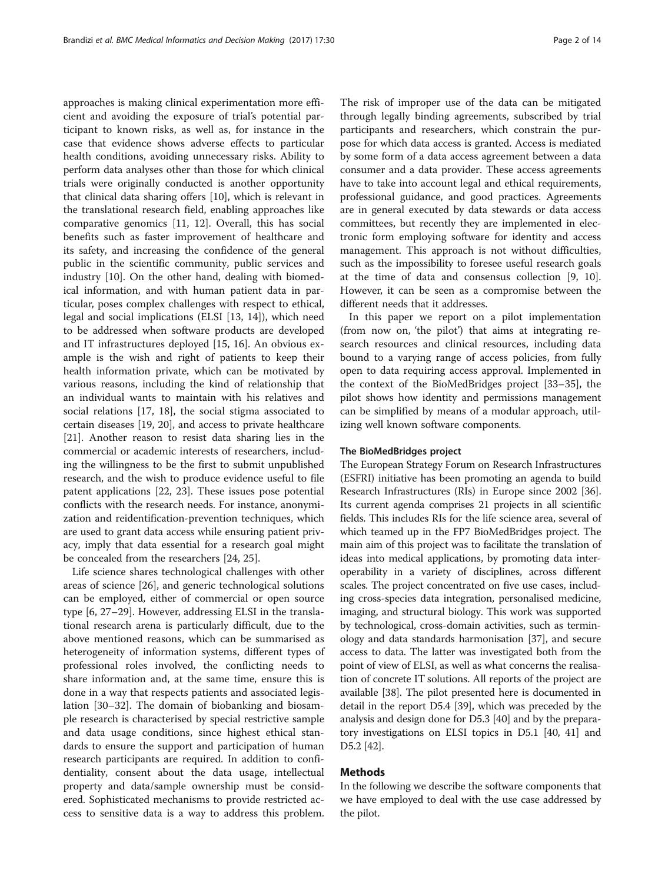approaches is making clinical experimentation more efficient and avoiding the exposure of trial's potential participant to known risks, as well as, for instance in the case that evidence shows adverse effects to particular health conditions, avoiding unnecessary risks. Ability to perform data analyses other than those for which clinical trials were originally conducted is another opportunity that clinical data sharing offers [10], which is relevant in the translational research field, enabling approaches like comparative genomics [11, 12]. Overall, this has social benefits such as faster improvement of healthcare and its safety, and increasing the confidence of the general public in the scientific community, public services and industry [10]. On the other hand, dealing with biomedical information, and with human patient data in particular, poses complex challenges with respect to ethical, legal and social implications (ELSI [13, 14]), which need to be addressed when software products are developed and IT infrastructures deployed [15, 16]. An obvious example is the wish and right of patients to keep their health information private, which can be motivated by various reasons, including the kind of relationship that an individual wants to maintain with his relatives and social relations [17, 18], the social stigma associated to certain diseases [19, 20], and access to private healthcare [21]. Another reason to resist data sharing lies in the commercial or academic interests of researchers, including the willingness to be the first to submit unpublished research, and the wish to produce evidence useful to file patent applications [22, 23]. These issues pose potential conflicts with the research needs. For instance, anonymization and reidentification-prevention techniques, which are used to grant data access while ensuring patient privacy, imply that data essential for a research goal might be concealed from the researchers [24, 25].

Life science shares technological challenges with other areas of science [26], and generic technological solutions can be employed, either of commercial or open source type [6, 27–29]. However, addressing ELSI in the translational research arena is particularly difficult, due to the above mentioned reasons, which can be summarised as heterogeneity of information systems, different types of professional roles involved, the conflicting needs to share information and, at the same time, ensure this is done in a way that respects patients and associated legislation [30–32]. The domain of biobanking and biosample research is characterised by special restrictive sample and data usage conditions, since highest ethical standards to ensure the support and participation of human research participants are required. In addition to confidentiality, consent about the data usage, intellectual property and data/sample ownership must be considered. Sophisticated mechanisms to provide restricted access to sensitive data is a way to address this problem. The risk of improper use of the data can be mitigated through legally binding agreements, subscribed by trial participants and researchers, which constrain the purpose for which data access is granted. Access is mediated by some form of a data access agreement between a data consumer and a data provider. These access agreements have to take into account legal and ethical requirements, professional guidance, and good practices. Agreements are in general executed by data stewards or data access committees, but recently they are implemented in electronic form employing software for identity and access management. This approach is not without difficulties, such as the impossibility to foresee useful research goals at the time of data and consensus collection [9, 10]. However, it can be seen as a compromise between the different needs that it addresses.

In this paper we report on a pilot implementation (from now on, 'the pilot') that aims at integrating research resources and clinical resources, including data bound to a varying range of access policies, from fully open to data requiring access approval. Implemented in the context of the BioMedBridges project [33–35], the pilot shows how identity and permissions management can be simplified by means of a modular approach, utilizing well known software components.

### The BioMedBridges project

The European Strategy Forum on Research Infrastructures (ESFRI) initiative has been promoting an agenda to build Research Infrastructures (RIs) in Europe since 2002 [36]. Its current agenda comprises 21 projects in all scientific fields. This includes RIs for the life science area, several of which teamed up in the FP7 BioMedBridges project. The main aim of this project was to facilitate the translation of ideas into medical applications, by promoting data interoperability in a variety of disciplines, across different scales. The project concentrated on five use cases, including cross-species data integration, personalised medicine, imaging, and structural biology. This work was supported by technological, cross-domain activities, such as terminology and data standards harmonisation [37], and secure access to data. The latter was investigated both from the point of view of ELSI, as well as what concerns the realisation of concrete IT solutions. All reports of the project are available [38]. The pilot presented here is documented in detail in the report D5.4 [39], which was preceded by the analysis and design done for D5.3 [40] and by the preparatory investigations on ELSI topics in D5.1 [40, 41] and D5.2 [42].

## Methods

In the following we describe the software components that we have employed to deal with the use case addressed by the pilot.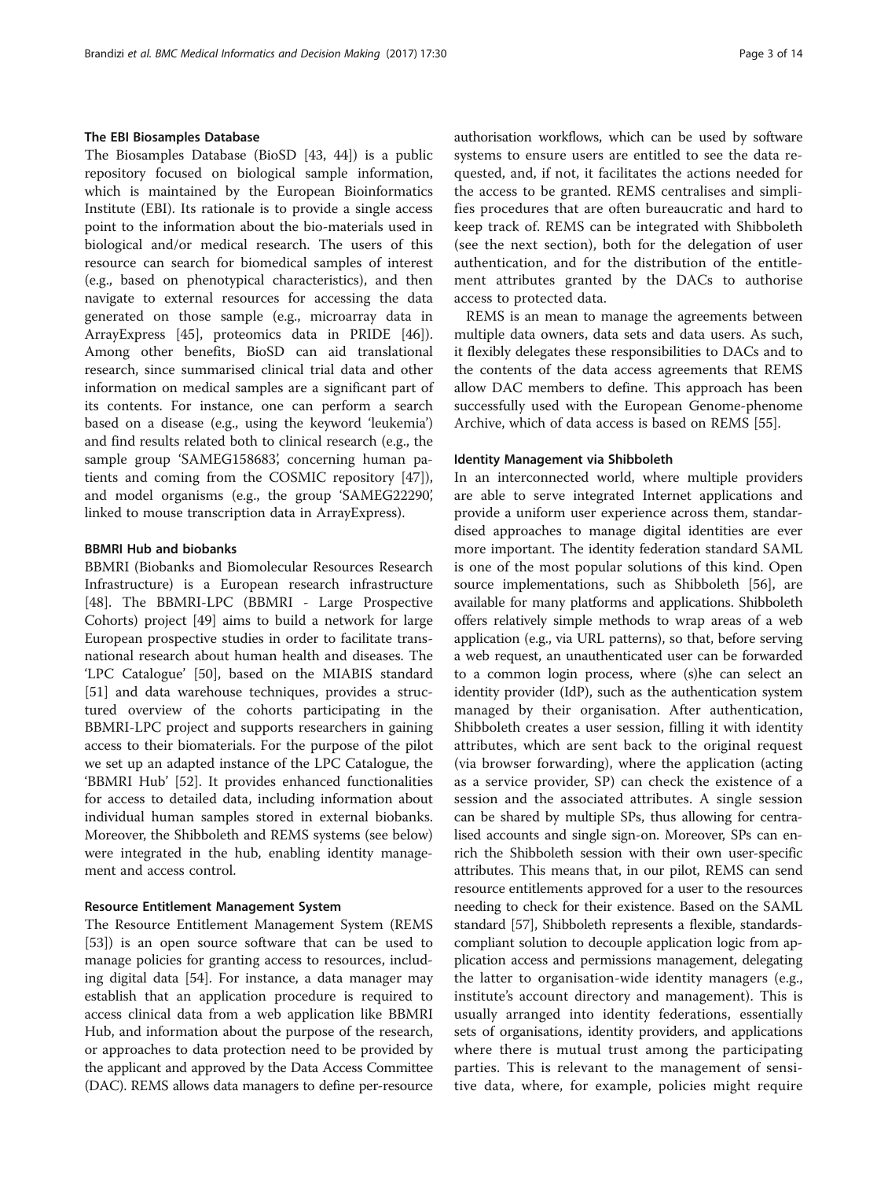### The EBI Biosamples Database

The Biosamples Database (BioSD [43, 44]) is a public repository focused on biological sample information, which is maintained by the European Bioinformatics Institute (EBI). Its rationale is to provide a single access point to the information about the bio-materials used in biological and/or medical research. The users of this resource can search for biomedical samples of interest (e.g., based on phenotypical characteristics), and then navigate to external resources for accessing the data generated on those sample (e.g., microarray data in ArrayExpress [45], proteomics data in PRIDE [46]). Among other benefits, BioSD can aid translational research, since summarised clinical trial data and other information on medical samples are a significant part of its contents. For instance, one can perform a search based on a disease (e.g., using the keyword 'leukemia') and find results related both to clinical research (e.g., the sample group 'SAMEG158683', concerning human patients and coming from the COSMIC repository [47]), and model organisms (e.g., the group 'SAMEG22290', linked to mouse transcription data in ArrayExpress).

### BBMRI Hub and biobanks

BBMRI (Biobanks and Biomolecular Resources Research Infrastructure) is a European research infrastructure [48]. The BBMRI-LPC (BBMRI - Large Prospective Cohorts) project [49] aims to build a network for large European prospective studies in order to facilitate transnational research about human health and diseases. The 'LPC Catalogue' [50], based on the MIABIS standard [51] and data warehouse techniques, provides a structured overview of the cohorts participating in the BBMRI-LPC project and supports researchers in gaining access to their biomaterials. For the purpose of the pilot we set up an adapted instance of the LPC Catalogue, the 'BBMRI Hub' [52]. It provides enhanced functionalities for access to detailed data, including information about individual human samples stored in external biobanks. Moreover, the Shibboleth and REMS systems (see below) were integrated in the hub, enabling identity management and access control.

### Resource Entitlement Management System

The Resource Entitlement Management System (REMS [53]) is an open source software that can be used to manage policies for granting access to resources, including digital data [54]. For instance, a data manager may establish that an application procedure is required to access clinical data from a web application like BBMRI Hub, and information about the purpose of the research, or approaches to data protection need to be provided by the applicant and approved by the Data Access Committee (DAC). REMS allows data managers to define per-resource authorisation workflows, which can be used by software systems to ensure users are entitled to see the data requested, and, if not, it facilitates the actions needed for the access to be granted. REMS centralises and simplifies procedures that are often bureaucratic and hard to keep track of. REMS can be integrated with Shibboleth (see the next section), both for the delegation of user authentication, and for the distribution of the entitlement attributes granted by the DACs to authorise access to protected data.

REMS is an mean to manage the agreements between multiple data owners, data sets and data users. As such, it flexibly delegates these responsibilities to DACs and to the contents of the data access agreements that REMS allow DAC members to define. This approach has been successfully used with the European Genome-phenome Archive, which of data access is based on REMS [55].

### Identity Management via Shibboleth

In an interconnected world, where multiple providers are able to serve integrated Internet applications and provide a uniform user experience across them, standardised approaches to manage digital identities are ever more important. The identity federation standard SAML is one of the most popular solutions of this kind. Open source implementations, such as Shibboleth [56], are available for many platforms and applications. Shibboleth offers relatively simple methods to wrap areas of a web application (e.g., via URL patterns), so that, before serving a web request, an unauthenticated user can be forwarded to a common login process, where (s)he can select an identity provider (IdP), such as the authentication system managed by their organisation. After authentication, Shibboleth creates a user session, filling it with identity attributes, which are sent back to the original request (via browser forwarding), where the application (acting as a service provider, SP) can check the existence of a session and the associated attributes. A single session can be shared by multiple SPs, thus allowing for centralised accounts and single sign-on. Moreover, SPs can enrich the Shibboleth session with their own user-specific attributes. This means that, in our pilot, REMS can send resource entitlements approved for a user to the resources needing to check for their existence. Based on the SAML standard [57], Shibboleth represents a flexible, standards-compliant solution to decouple application logic from application access and permissions management, delegating the latter to organisation-wide identity managers (e.g., institute's account directory and management). This is usually arranged into identity federations, essentially sets of organisations, identity providers, and applications where there is mutual trust among the participating parties. This is relevant to the management of sensitive data, where, for example, policies might require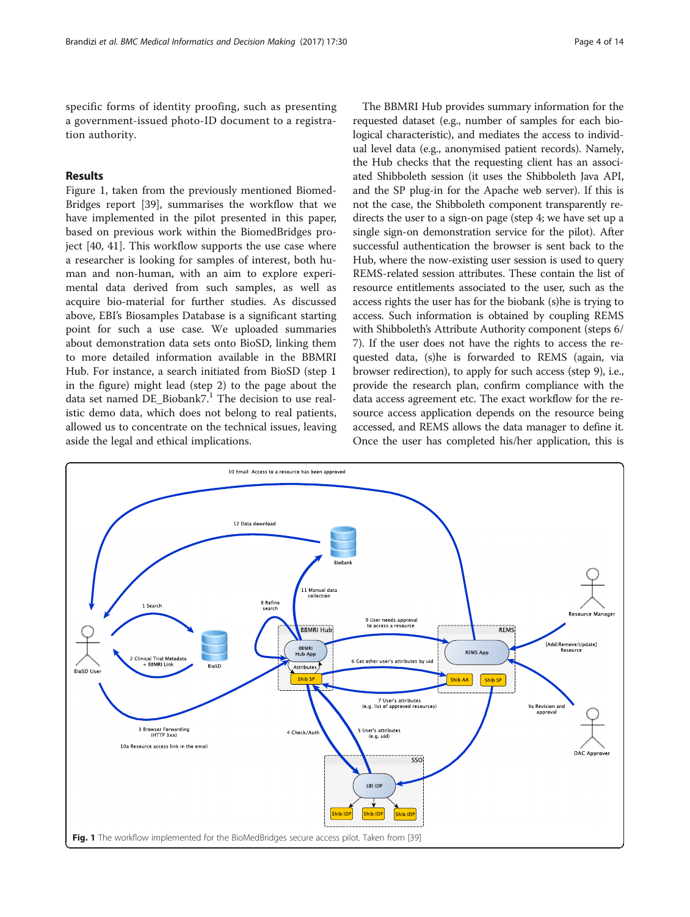specific forms of identity proofing, such as presenting a government-issued photo-ID document to a registration authority.

## Results

Figure 1, taken from the previously mentioned BiomedBridges report [39], summarises the workflow that we have implemented in the pilot presented in this paper, based on previous work within the BiomedBridges project [40, 41]. This workflow supports the use case where a researcher is looking for samples of interest, both human and non-human, with an aim to explore experimental data derived from such samples, as well as acquire bio-material for further studies. As discussed above, EBI's Biosamples Database is a significant starting point for such a use case. We uploaded summaries about demonstration data sets onto BioSD, linking them to more detailed information available in the BBMRI Hub. For instance, a search initiated from BioSD (step 1 in the figure) might lead (step 2) to the page about the data set named DE_Biobank7.[1] The decision to use realistic demo data, which does not belong to real patients, allowed us to concentrate on the technical issues, leaving aside the legal and ethical implications.

The BBMRI Hub provides summary information for the requested dataset (e.g., number of samples for each biological characteristic), and mediates the access to individual level data (e.g., anonymised patient records). Namely, the Hub checks that the requesting client has an associated Shibboleth session (it uses the Shibboleth Java API, and the SP plug-in for the Apache web server). If this is not the case, the Shibboleth component transparently redirects the user to a sign-on page (step 4; we have set up a single sign-on demonstration service for the pilot). After successful authentication the browser is sent back to the Hub, where the now-existing user session is used to query REMS-related session attributes. These contain the list of resource entitlements associated to the user, such as the access rights the user has for the biobank (s)he is trying to access. Such information is obtained by coupling REMS with Shibboleth's Attribute Authority component (steps 6/7). If the user does not have the rights to access the requested data, (s)he is forwarded to REMS (again, via browser redirection), to apply for such access (step 9), i.e., provide the research plan, confirm compliance with the data access agreement etc. The exact workflow for the resource access application depends on the resource being accessed, and REMS allows the data manager to define it. Once the user has completed his/her application, this is

**Fig. 1** The workflow implemented for the BioMedBridges secure access pilot. Taken from [39]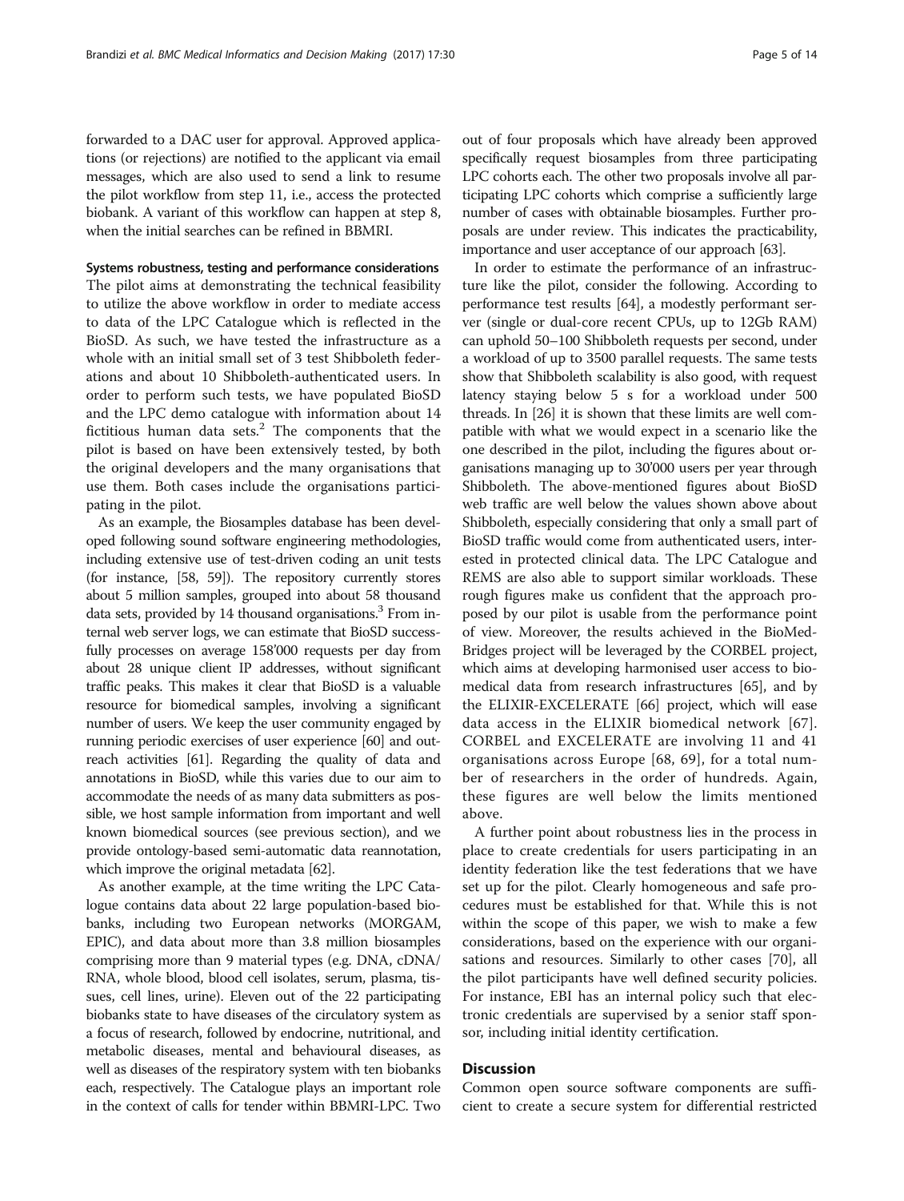forwarded to a DAC user for approval. Approved applications (or rejections) are notified to the applicant via email messages, which are also used to send a link to resume the pilot workflow from step 11, i.e., access the protected biobank. A variant of this workflow can happen at step 8, when the initial searches can be refined in BBMRI.

### Systems robustness, testing and performance considerations

The pilot aims at demonstrating the technical feasibility to utilize the above workflow in order to mediate access to data of the LPC Catalogue which is reflected in the BioSD. As such, we have tested the infrastructure as a whole with an initial small set of 3 test Shibboleth federations and about 10 Shibboleth-authenticated users. In order to perform such tests, we have populated BioSD and the LPC demo catalogue with information about 14 fictitious human data sets.[2] The components that the pilot is based on have been extensively tested, by both the original developers and the many organisations that use them. Both cases include the organisations participating in the pilot.

As an example, the Biosamples database has been developed following sound software engineering methodologies, including extensive use of test-driven coding an unit tests (for instance, [58, 59]). The repository currently stores about 5 million samples, grouped into about 58 thousand data sets, provided by 14 thousand organisations.[3] From internal web server logs, we can estimate that BioSD successfully processes on average 158'000 requests per day from about 28 unique client IP addresses, without significant traffic peaks. This makes it clear that BioSD is a valuable resource for biomedical samples, involving a significant number of users. We keep the user community engaged by running periodic exercises of user experience [60] and outreach activities [61]. Regarding the quality of data and annotations in BioSD, while this varies due to our aim to accommodate the needs of as many data submitters as possible, we host sample information from important and well known biomedical sources (see previous section), and we provide ontology-based semi-automatic data reannotation, which improve the original metadata [62].

As another example, at the time writing the LPC Catalogue contains data about 22 large population-based biobanks, including two European networks (MORGAM, EPIC), and data about more than 3.8 million biosamples comprising more than 9 material types (e.g. DNA, cDNA/RNA, whole blood, blood cell isolates, serum, plasma, tissues, cell lines, urine). Eleven out of the 22 participating biobanks state to have diseases of the circulatory system as a focus of research, followed by endocrine, nutritional, and metabolic diseases, mental and behavioural diseases, as well as diseases of the respiratory system with ten biobanks each, respectively. The Catalogue plays an important role in the context of calls for tender within BBMRI-LPC. Two out of four proposals which have already been approved specifically request biosamples from three participating LPC cohorts each. The other two proposals involve all participating LPC cohorts which comprise a sufficiently large number of cases with obtainable biosamples. Further proposals are under review. This indicates the practicability, importance and user acceptance of our approach [63].

In order to estimate the performance of an infrastructure like the pilot, consider the following. According to performance test results [64], a modestly performant server (single or dual-core recent CPUs, up to 12Gb RAM) can uphold 50–100 Shibboleth requests per second, under a workload of up to 3500 parallel requests. The same tests show that Shibboleth scalability is also good, with request latency staying below 5 s for a workload under 500 threads. In [26] it is shown that these limits are well compatible with what we would expect in a scenario like the one described in the pilot, including the figures about organisations managing up to 30'000 users per year through Shibboleth. The above-mentioned figures about BioSD web traffic are well below the values shown above about Shibboleth, especially considering that only a small part of BioSD traffic would come from authenticated users, interested in protected clinical data. The LPC Catalogue and REMS are also able to support similar workloads. These rough figures make us confident that the approach proposed by our pilot is usable from the performance point of view. Moreover, the results achieved in the BioMedBridges project will be leveraged by the CORBEL project, which aims at developing harmonised user access to biomedical data from research infrastructures [65], and by the ELIXIR-EXCELERATE [66] project, which will ease data access in the ELIXIR biomedical network [67]. CORBEL and EXCELERATE are involving 11 and 41 organisations across Europe [68, 69], for a total number of researchers in the order of hundreds. Again, these figures are well below the limits mentioned above.

A further point about robustness lies in the process in place to create credentials for users participating in an identity federation like the test federations that we have set up for the pilot. Clearly homogeneous and safe procedures must be established for that. While this is not within the scope of this paper, we wish to make a few considerations, based on the experience with our organisations and resources. Similarly to other cases [70], all the pilot participants have well defined security policies. For instance, EBI has an internal policy such that electronic credentials are supervised by a senior staff sponsor, including initial identity certification.

## Discussion

Common open source software components are sufficient to create a secure system for differential restricted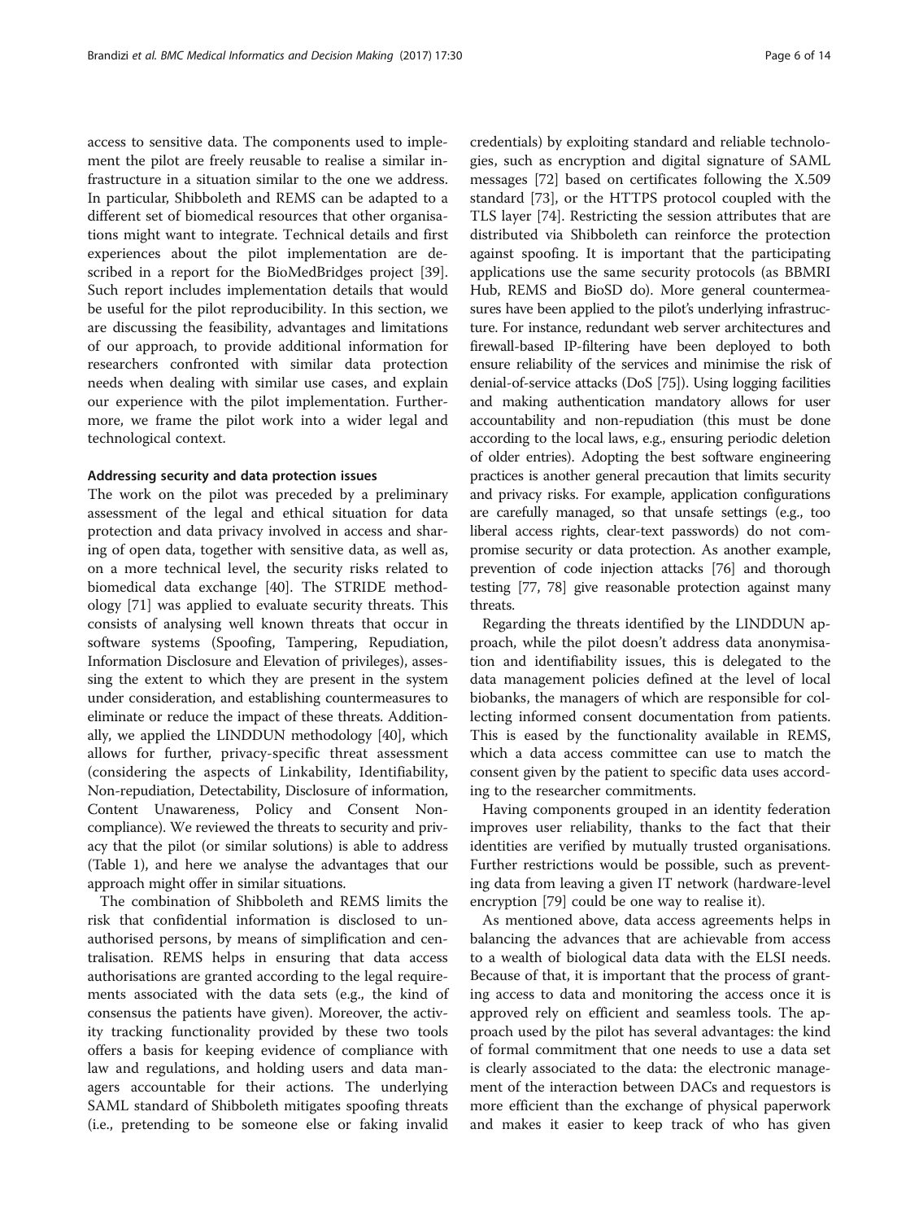access to sensitive data. The components used to implement the pilot are freely reusable to realise a similar infrastructure in a situation similar to the one we address. In particular, Shibboleth and REMS can be adapted to a different set of biomedical resources that other organisations might want to integrate. Technical details and first experiences about the pilot implementation are described in a report for the BioMedBridges project [39]. Such report includes implementation details that would be useful for the pilot reproducibility. In this section, we are discussing the feasibility, advantages and limitations of our approach, to provide additional information for researchers confronted with similar data protection needs when dealing with similar use cases, and explain our experience with the pilot implementation. Furthermore, we frame the pilot work into a wider legal and technological context.

#### Addressing security and data protection issues

The work on the pilot was preceded by a preliminary assessment of the legal and ethical situation for data protection and data privacy involved in access and sharing of open data, together with sensitive data, as well as, on a more technical level, the security risks related to biomedical data exchange [40]. The STRIDE methodology [71] was applied to evaluate security threats. This consists of analysing well known threats that occur in software systems (Spoofing, Tampering, Repudiation, Information Disclosure and Elevation of privileges), assessing the extent to which they are present in the system under consideration, and establishing countermeasures to eliminate or reduce the impact of these threats. Additionally, we applied the LINDDUN methodology [40], which allows for further, privacy-specific threat assessment (considering the aspects of Linkability, Identifiability, Non-repudiation, Detectability, Disclosure of information, Content Unawareness, Policy and Consent Non-compliance). We reviewed the threats to security and privacy that the pilot (or similar solutions) is able to address (Table 1), and here we analyse the advantages that our approach might offer in similar situations.

The combination of Shibboleth and REMS limits the risk that confidential information is disclosed to unauthorised persons, by means of simplification and centralisation. REMS helps in ensuring that data access authorisations are granted according to the legal requirements associated with the data sets (e.g., the kind of consensus the patients have given). Moreover, the activity tracking functionality provided by these two tools offers a basis for keeping evidence of compliance with law and regulations, and holding users and data managers accountable for their actions. The underlying SAML standard of Shibboleth mitigates spoofing threats (i.e., pretending to be someone else or faking invalid credentials) by exploiting standard and reliable technologies, such as encryption and digital signature of SAML messages [72] based on certificates following the X.509 standard [73], or the HTTPS protocol coupled with the TLS layer [74]. Restricting the session attributes that are distributed via Shibboleth can reinforce the protection against spoofing. It is important that the participating applications use the same security protocols (as BBMRI Hub, REMS and BioSD do). More general countermeasures have been applied to the pilot's underlying infrastructure. For instance, redundant web server architectures and firewall-based IP-filtering have been deployed to both ensure reliability of the services and minimise the risk of denial-of-service attacks (DoS [75]). Using logging facilities and making authentication mandatory allows for user accountability and non-repudiation (this must be done according to the local laws, e.g., ensuring periodic deletion of older entries). Adopting the best software engineering practices is another general precaution that limits security and privacy risks. For example, application configurations are carefully managed, so that unsafe settings (e.g., too liberal access rights, clear-text passwords) do not compromise security or data protection. As another example, prevention of code injection attacks [76] and thorough testing [77, 78] give reasonable protection against many threats.

Regarding the threats identified by the LINDDUN approach, while the pilot doesn't address data anonymisation and identifiability issues, this is delegated to the data management policies defined at the level of local biobanks, the managers of which are responsible for collecting informed consent documentation from patients. This is eased by the functionality available in REMS, which a data access committee can use to match the consent given by the patient to specific data uses according to the researcher commitments.

Having components grouped in an identity federation improves user reliability, thanks to the fact that their identities are verified by mutually trusted organisations. Further restrictions would be possible, such as preventing data from leaving a given IT network (hardware-level encryption [79] could be one way to realise it).

As mentioned above, data access agreements helps in balancing the advances that are achievable from access to a wealth of biological data data with the ELSI needs. Because of that, it is important that the process of granting access to data and monitoring the access once it is approved rely on efficient and seamless tools. The approach used by the pilot has several advantages: the kind of formal commitment that one needs to use a data set is clearly associated to the data: the electronic management of the interaction between DACs and requestors is more efficient than the exchange of physical paperwork and makes it easier to keep track of who has given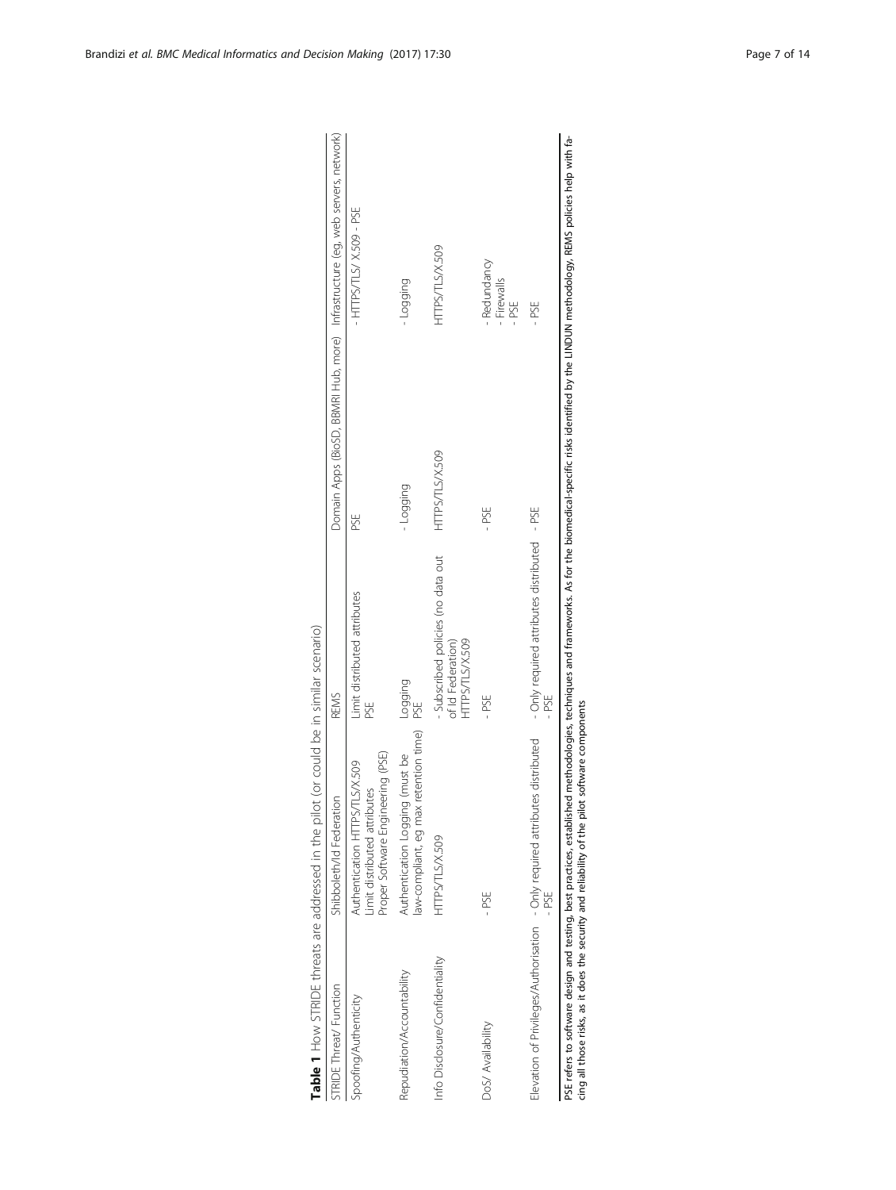**Table 1** How STRIDE threats are addressed in the pilot (or could be in similar scenario)

| STRIDE Threat/ Function | Shibboleth/Id Federation | REMS | Domain Apps (BioSD, BBMRI Hub, more) | Infrastructure (eg, web servers, network) |
| --- | --- | --- | --- | --- |
| Spoofing/Authenticity | Authentication HTTPS/TLS/X.509<br>Limit distributed attributes<br>Proper Software Engineering (PSE) | Limit distributed attributes<br>PSE | PSE | - HTTPS/TLS/ X.509 - PSE |
| Repudiation/Accountability | Authentication Logging (must be law-compliant, eg max retention time) | Logging<br>PSE | - Logging | - Logging |
| Info Disclosure/Confidentiality | HTTPS/TLS/X.509 | - Subscribed policies (no data out of Id Federation)<br>HTTPS/TLS/X.509 | HTTPS/TLS/X.509 | HTTPS/TLS/X.509 |
| DoS/ Availability | - PSE | - PSE | - PSE | - Redundancy<br>- Firewalls<br>- PSE |
| Elevation of Privileges/Authorisation | - Only required attributes distributed<br>- PSE | - Only required attributes distributed<br>- PSE | - PSE | - PSE |

PSE refers to software design and testing, best practices, established methodologies, techniques and frameworks. As for the biomedical-specific risks identified by the LINDUN methodology, REMS policies help with facing all those risks, as it does the security and reliability of the pilot software components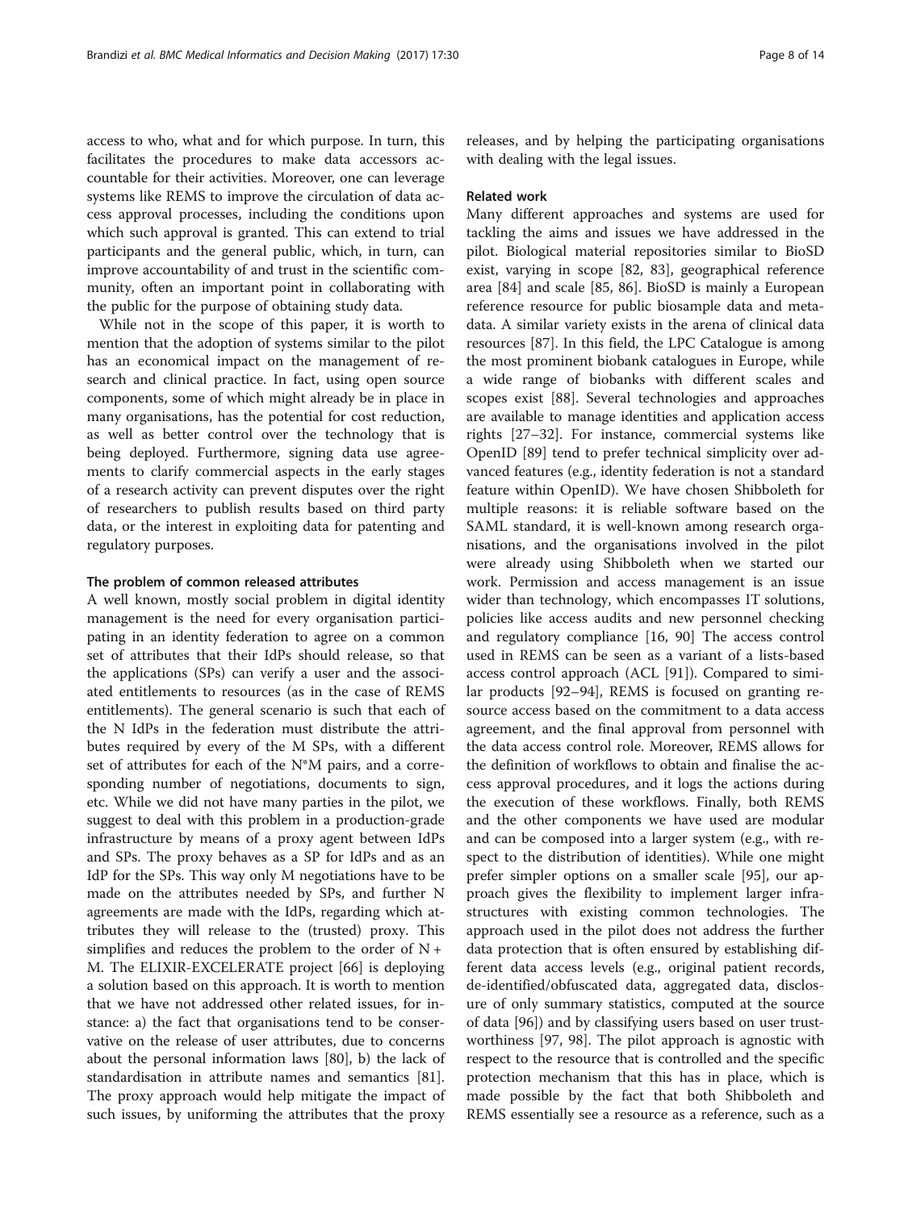access to who, what and for which purpose. In turn, this facilitates the procedures to make data accessors accountable for their activities. Moreover, one can leverage systems like REMS to improve the circulation of data access approval processes, including the conditions upon which such approval is granted. This can extend to trial participants and the general public, which, in turn, can improve accountability of and trust in the scientific community, often an important point in collaborating with the public for the purpose of obtaining study data.

While not in the scope of this paper, it is worth to mention that the adoption of systems similar to the pilot has an economical impact on the management of research and clinical practice. In fact, using open source components, some of which might already be in place in many organisations, has the potential for cost reduction, as well as better control over the technology that is being deployed. Furthermore, signing data use agreements to clarify commercial aspects in the early stages of a research activity can prevent disputes over the right of researchers to publish results based on third party data, or the interest in exploiting data for patenting and regulatory purposes.

#### The problem of common released attributes

A well known, mostly social problem in digital identity management is the need for every organisation participating in an identity federation to agree on a common set of attributes that their IdPs should release, so that the applications (SPs) can verify a user and the associated entitlements to resources (as in the case of REMS entitlements). The general scenario is such that each of the N IdPs in the federation must distribute the attributes required by every of the M SPs, with a different set of attributes for each of the N*M pairs, and a corresponding number of negotiations, documents to sign, etc. While we did not have many parties in the pilot, we suggest to deal with this problem in a production-grade infrastructure by means of a proxy agent between IdPs and SPs. The proxy behaves as a SP for IdPs and as an IdP for the SPs. This way only M negotiations have to be made on the attributes needed by SPs, and further N agreements are made with the IdPs, regarding which attributes they will release to the (trusted) proxy. This simplifies and reduces the problem to the order of N + M. The ELIXIR-EXCELERATE project [66] is deploying a solution based on this approach. It is worth to mention that we have not addressed other related issues, for instance: a) the fact that organisations tend to be conservative on the release of user attributes, due to concerns about the personal information laws [80], b) the lack of standardisation in attribute names and semantics [81]. The proxy approach would help mitigate the impact of such issues, by uniforming the attributes that the proxy releases, and by helping the participating organisations with dealing with the legal issues.

#### Related work

Many different approaches and systems are used for tackling the aims and issues we have addressed in the pilot. Biological material repositories similar to BioSD exist, varying in scope [82, 83], geographical reference area [84] and scale [85, 86]. BioSD is mainly a European reference resource for public biosample data and metadata. A similar variety exists in the arena of clinical data resources [87]. In this field, the LPC Catalogue is among the most prominent biobank catalogues in Europe, while a wide range of biobanks with different scales and scopes exist [88]. Several technologies and approaches are available to manage identities and application access rights [27–32]. For instance, commercial systems like OpenID [89] tend to prefer technical simplicity over advanced features (e.g., identity federation is not a standard feature within OpenID). We have chosen Shibboleth for multiple reasons: it is reliable software based on the SAML standard, it is well-known among research organisations, and the organisations involved in the pilot were already using Shibboleth when we started our work. Permission and access management is an issue wider than technology, which encompasses IT solutions, policies like access audits and new personnel checking and regulatory compliance [16, 90] The access control used in REMS can be seen as a variant of a lists-based access control approach (ACL [91]). Compared to similar products [92–94], REMS is focused on granting resource access based on the commitment to a data access agreement, and the final approval from personnel with the data access control role. Moreover, REMS allows for the definition of workflows to obtain and finalise the access approval procedures, and it logs the actions during the execution of these workflows. Finally, both REMS and the other components we have used are modular and can be composed into a larger system (e.g., with respect to the distribution of identities). While one might prefer simpler options on a smaller scale [95], our approach gives the flexibility to implement larger infrastructures with existing common technologies. The approach used in the pilot does not address the further data protection that is often ensured by establishing different data access levels (e.g., original patient records, de-identified/obfuscated data, aggregated data, disclosure of only summary statistics, computed at the source of data [96]) and by classifying users based on user trustworthiness [97, 98]. The pilot approach is agnostic with respect to the resource that is controlled and the specific protection mechanism that this has in place, which is made possible by the fact that both Shibboleth and REMS essentially see a resource as a reference, such as a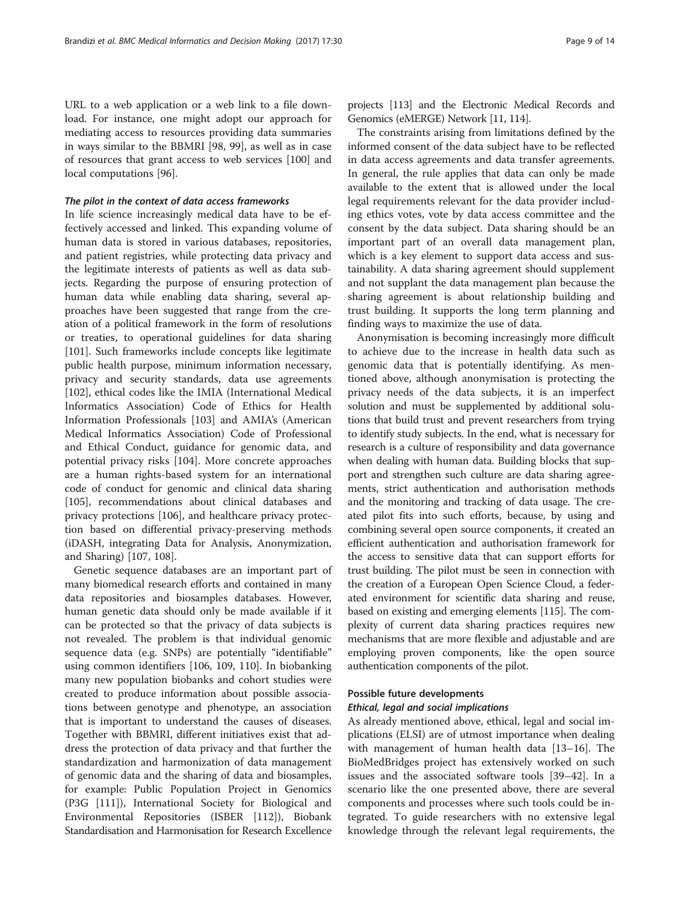URL to a web application or a web link to a file download. For instance, one might adopt our approach for mediating access to resources providing data summaries in ways similar to the BBMRI [98, 99], as well as in case of resources that grant access to web services [100] and local computations [96].

#### *The pilot in the context of data access frameworks*

In life science increasingly medical data have to be effectively accessed and linked. This expanding volume of human data is stored in various databases, repositories, and patient registries, while protecting data privacy and the legitimate interests of patients as well as data subjects. Regarding the purpose of ensuring protection of human data while enabling data sharing, several approaches have been suggested that range from the creation of a political framework in the form of resolutions or treaties, to operational guidelines for data sharing [101]. Such frameworks include concepts like legitimate public health purpose, minimum information necessary, privacy and security standards, data use agreements [102], ethical codes like the IMIA (International Medical Informatics Association) Code of Ethics for Health Information Professionals [103] and AMIA's (American Medical Informatics Association) Code of Professional and Ethical Conduct, guidance for genomic data, and potential privacy risks [104]. More concrete approaches are a human rights-based system for an international code of conduct for genomic and clinical data sharing [105], recommendations about clinical databases and privacy protections [106], and healthcare privacy protection based on differential privacy-preserving methods (iDASH, integrating Data for Analysis, Anonymization, and Sharing) [107, 108].

Genetic sequence databases are an important part of many biomedical research efforts and contained in many data repositories and biosamples databases. However, human genetic data should only be made available if it can be protected so that the privacy of data subjects is not revealed. The problem is that individual genomic sequence data (e.g. SNPs) are potentially "identifiable" using common identifiers [106, 109, 110]. In biobanking many new population biobanks and cohort studies were created to produce information about possible associations between genotype and phenotype, an association that is important to understand the causes of diseases. Together with BBMRI, different initiatives exist that address the protection of data privacy and that further the standardization and harmonization of data management of genomic data and the sharing of data and biosamples, for example: Public Population Project in Genomics (P3G [111]), International Society for Biological and Environmental Repositories (ISBER [112]), Biobank Standardisation and Harmonisation for Research Excellence projects [113] and the Electronic Medical Records and Genomics (eMERGE) Network [11, 114].

The constraints arising from limitations defined by the informed consent of the data subject have to be reflected in data access agreements and data transfer agreements. In general, the rule applies that data can only be made available to the extent that is allowed under the local legal requirements relevant for the data provider including ethics votes, vote by data access committee and the consent by the data subject. Data sharing should be an important part of an overall data management plan, which is a key element to support data access and sustainability. A data sharing agreement should supplement and not supplant the data management plan because the sharing agreement is about relationship building and trust building. It supports the long term planning and finding ways to maximize the use of data.

Anonymisation is becoming increasingly more difficult to achieve due to the increase in health data such as genomic data that is potentially identifying. As mentioned above, although anonymisation is protecting the privacy needs of the data subjects, it is an imperfect solution and must be supplemented by additional solutions that build trust and prevent researchers from trying to identify study subjects. In the end, what is necessary for research is a culture of responsibility and data governance when dealing with human data. Building blocks that support and strengthen such culture are data sharing agreements, strict authentication and authorisation methods and the monitoring and tracking of data usage. The created pilot fits into such efforts, because, by using and combining several open source components, it created an efficient authentication and authorisation framework for the access to sensitive data that can support efforts for trust building. The pilot must be seen in connection with the creation of a European Open Science Cloud, a federated environment for scientific data sharing and reuse, based on existing and emerging elements [115]. The complexity of current data sharing practices requires new mechanisms that are more flexible and adjustable and are employing proven components, like the open source authentication components of the pilot.

### Possible future developments

#### *Ethical, legal and social implications*

As already mentioned above, ethical, legal and social implications (ELSI) are of utmost importance when dealing with management of human health data [13–16]. The BioMedBridges project has extensively worked on such issues and the associated software tools [39–42]. In a scenario like the one presented above, there are several components and processes where such tools could be integrated. To guide researchers with no extensive legal knowledge through the relevant legal requirements, the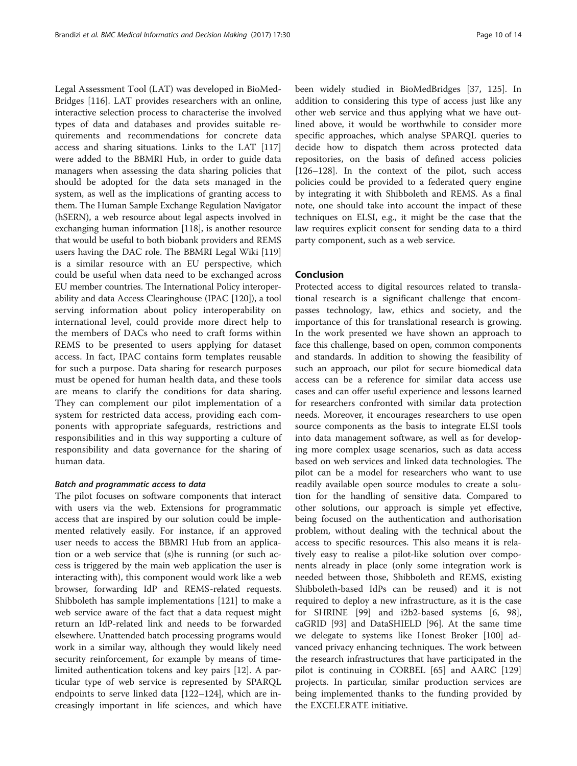Legal Assessment Tool (LAT) was developed in BioMedBridges [116]. LAT provides researchers with an online, interactive selection process to characterise the involved types of data and databases and provides suitable requirements and recommendations for concrete data access and sharing situations. Links to the LAT [117] were added to the BBMRI Hub, in order to guide data managers when assessing the data sharing policies that should be adopted for the data sets managed in the system, as well as the implications of granting access to them. The Human Sample Exchange Regulation Navigator (hSERN), a web resource about legal aspects involved in exchanging human information [118], is another resource that would be useful to both biobank providers and REMS users having the DAC role. The BBMRI Legal Wiki [119] is a similar resource with an EU perspective, which could be useful when data need to be exchanged across EU member countries. The International Policy interoperability and data Access Clearinghouse (IPAC [120]), a tool serving information about policy interoperability on international level, could provide more direct help to the members of DACs who need to craft forms within REMS to be presented to users applying for dataset access. In fact, IPAC contains form templates reusable for such a purpose. Data sharing for research purposes must be opened for human health data, and these tools are means to clarify the conditions for data sharing. They can complement our pilot implementation of a system for restricted data access, providing each components with appropriate safeguards, restrictions and responsibilities and in this way supporting a culture of responsibility and data governance for the sharing of human data.

#### *Batch and programmatic access to data*

The pilot focuses on software components that interact with users via the web. Extensions for programmatic access that are inspired by our solution could be implemented relatively easily. For instance, if an approved user needs to access the BBMRI Hub from an application or a web service that (s)he is running (or such access is triggered by the main web application the user is interacting with), this component would work like a web browser, forwarding IdP and REMS-related requests. Shibboleth has sample implementations [121] to make a web service aware of the fact that a data request might return an IdP-related link and needs to be forwarded elsewhere. Unattended batch processing programs would work in a similar way, although they would likely need security reinforcement, for example by means of time-limited authentication tokens and key pairs [12]. A particular type of web service is represented by SPARQL endpoints to serve linked data [122–124], which are increasingly important in life sciences, and which have been widely studied in BioMedBridges [37, 125]. In addition to considering this type of access just like any other web service and thus applying what we have outlined above, it would be worthwhile to consider more specific approaches, which analyse SPARQL queries to decide how to dispatch them across protected data repositories, on the basis of defined access policies [126–128]. In the context of the pilot, such access policies could be provided to a federated query engine by integrating it with Shibboleth and REMS. As a final note, one should take into account the impact of these techniques on ELSI, e.g., it might be the case that the law requires explicit consent for sending data to a third party component, such as a web service.

## Conclusion

Protected access to digital resources related to translational research is a significant challenge that encompasses technology, law, ethics and society, and the importance of this for translational research is growing. In the work presented we have shown an approach to face this challenge, based on open, common components and standards. In addition to showing the feasibility of such an approach, our pilot for secure biomedical data access can be a reference for similar data access use cases and can offer useful experience and lessons learned for researchers confronted with similar data protection needs. Moreover, it encourages researchers to use open source components as the basis to integrate ELSI tools into data management software, as well as for developing more complex usage scenarios, such as data access based on web services and linked data technologies. The pilot can be a model for researchers who want to use readily available open source modules to create a solution for the handling of sensitive data. Compared to other solutions, our approach is simple yet effective, being focused on the authentication and authorisation problem, without dealing with the technical about the access to specific resources. This also means it is relatively easy to realise a pilot-like solution over components already in place (only some integration work is needed between those, Shibboleth and REMS, existing Shibboleth-based IdPs can be reused) and it is not required to deploy a new infrastructure, as it is the case for SHRINE [99] and i2b2-based systems [6, 98], caGRID [93] and DataSHIELD [96]. At the same time we delegate to systems like Honest Broker [100] advanced privacy enhancing techniques. The work between the research infrastructures that have participated in the pilot is continuing in CORBEL [65] and AARC [129] projects. In particular, similar production services are being implemented thanks to the funding provided by the EXCELERATE initiative.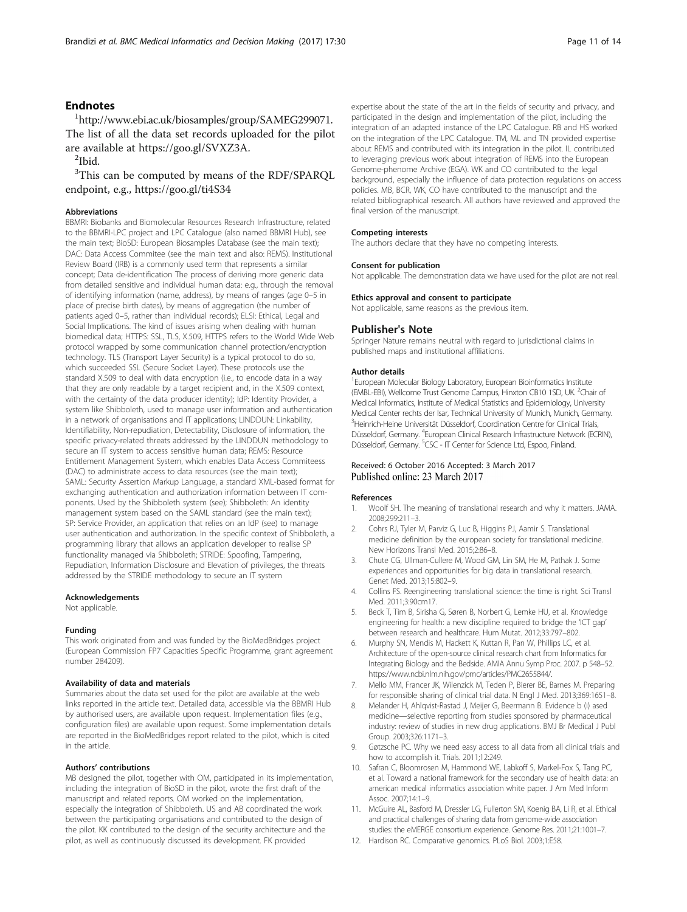## Endnotes

[1]http://www.ebi.ac.uk/biosamples/group/SAMEG299071. The list of all the data set records uploaded for the pilot are available at https://goo.gl/SVXZ3A.

[2]Ibid.

[3]This can be computed by means of the RDF/SPARQL endpoint, e.g., https://goo.gl/ti4S34

### Abbreviations

BBMRI: Biobanks and Biomolecular Resources Research Infrastructure, related to the BBMRI-LPC project and LPC Catalogue (also named BBMRI Hub), see the main text; BioSD: European Biosamples Database (see the main text); DAC: Data Access Commitee (see the main text and also: REMS). Institutional Review Board (IRB) is a commonly used term that represents a similar concept; Data de-identification The process of deriving more generic data from detailed sensitive and individual human data: e.g., through the removal of identifying information (name, address), by means of ranges (age 0–5 in place of precise birth dates), by means of aggregation (the number of patients aged 0–5, rather than individual records); ELSI: Ethical, Legal and Social Implications. The kind of issues arising when dealing with human biomedical data; HTTPS: SSL, TLS, X.509, HTTPS refers to the World Wide Web protocol wrapped by some communication channel protection/encryption technology. TLS (Transport Layer Security) is a typical protocol to do so, which succeeded SSL (Secure Socket Layer). These protocols use the standard X.509 to deal with data encryption (i.e., to encode data in a way that they are only readable by a target recipient and, in the X.509 context, with the certainty of the data producer identity); IdP: Identity Provider, a system like Shibboleth, used to manage user information and authentication in a network of organisations and IT applications; LINDDUN: Linkability, Identifiability, Non-repudiation, Detectability, Disclosure of information, the specific privacy-related threats addressed by the LINDDUN methodology to secure an IT system to access sensitive human data; REMS: Resource Entitlement Management System, which enables Data Access Commiteess (DAC) to administrate access to data resources (see the main text); SAML: Security Assertion Markup Language, a standard XML-based format for exchanging authentication and authorization information between IT components. Used by the Shibboleth system (see); Shibboleth: An identity management system based on the SAML standard (see the main text); SP: Service Provider, an application that relies on an IdP (see) to manage user authentication and authorization. In the specific context of Shibboleth, a programming library that allows an application developer to realise SP functionality managed via Shibboleth; STRIDE: Spoofing, Tampering, Repudiation, Information Disclosure and Elevation of privileges, the threats addressed by the STRIDE methodology to secure an IT system

### Acknowledgements

Not applicable.

### Funding

This work originated from and was funded by the BioMedBridges project (European Commission FP7 Capacities Specific Programme, grant agreement number 284209).

### Availability of data and materials

Summaries about the data set used for the pilot are available at the web links reported in the article text. Detailed data, accessible via the BBMRI Hub by authorised users, are available upon request. Implementation files (e.g., configuration files) are available upon request. Some implementation details are reported in the BioMedBridges report related to the pilot, which is cited in the article.

### Authors' contributions

MB designed the pilot, together with OM, participated in its implementation, including the integration of BioSD in the pilot, wrote the first draft of the manuscript and related reports. OM worked on the implementation, especially the integration of Shibboleth. US and AB coordinated the work between the participating organisations and contributed to the design of the pilot. KK contributed to the design of the security architecture and the pilot, as well as continuously discussed its development. FK provided expertise about the state of the art in the fields of security and privacy, and participated in the design and implementation of the pilot, including the integration of an adapted instance of the LPC Catalogue. RB and HS worked on the integration of the LPC Catalogue. TM, ML and TN provided expertise about REMS and contributed with its integration in the pilot. IL contributed to leveraging previous work about integration of REMS into the European Genome-phenome Archive (EGA). WK and CO contributed to the legal background, especially the influence of data protection regulations on access policies. MB, BCR, WK, CO have contributed to the manuscript and the related bibliographical research. All authors have reviewed and approved the final version of the manuscript.

### Competing interests

The authors declare that they have no competing interests.

### Consent for publication

Not applicable. The demonstration data we have used for the pilot are not real.

### Ethics approval and consent to participate

Not applicable, same reasons as the previous item.

## Publisher's Note

Springer Nature remains neutral with regard to jurisdictional claims in published maps and institutional affiliations.

### Author details

[1]European Molecular Biology Laboratory, European Bioinformatics Institute (EMBL-EBI), Wellcome Trust Genome Campus, Hinxton CB10 1SD, UK. [2]Chair of Medical Informatics, Institute of Medical Statistics and Epidemiology, University Medical Center rechts der Isar, Technical University of Munich, Munich, Germany. [3]Heinrich-Heine Universität Düsseldorf, Coordination Centre for Clinical Trials, Düsseldorf, Germany. [4]European Clinical Research Infrastructure Network (ECRIN), Düsseldorf, Germany. [5]CSC - IT Center for Science Ltd, Espoo, Finland.

Received: 6 October 2016 Accepted: 3 March 2017
Published online: 23 March 2017

### References

1. Woolf SH. The meaning of translational research and why it matters. JAMA. 2008;299:211–3.
2. Cohrs RJ, Tyler M, Parviz G, Luc B, Higgins PJ, Aamir S. Translational medicine definition by the european society for translational medicine. New Horizons Transl Med. 2015;2:86–8.
3. Chute CG, Ullman-Cullere M, Wood GM, Lin SM, He M, Pathak J. Some experiences and opportunities for big data in translational research. Genet Med. 2013;15:802–9.
4. Collins FS. Reengineering translational science: the time is right. Sci Transl Med. 2011;3:90cm17.
5. Beck T, Tim B, Sirisha G, Søren B, Norbert G, Lemke HU, et al. Knowledge engineering for health: a new discipline required to bridge the 'ICT gap' between research and healthcare. Hum Mutat. 2012;33:797–802.
6. Murphy SN, Mendis M, Hackett K, Kuttan R, Pan W, Phillips LC, et al. Architecture of the open-source clinical research chart from Informatics for Integrating Biology and the Bedside. AMIA Annu Symp Proc. 2007. p 548–52. https://www.ncbi.nlm.nih.gov/pmc/articles/PMC2655844/.
7. Mello MM, Francer JK, Wilenzick M, Teden P, Bierer BE, Barnes M. Preparing for responsible sharing of clinical trial data. N Engl J Med. 2013;369:1651–8.
8. Melander H, Ahlqvist-Rastad J, Meijer G, Beermann B. Evidence b (i) ased medicine—selective reporting from studies sponsored by pharmaceutical industry: review of studies in new drug applications. BMJ Br Medical J Publ Group. 2003;326:1171–3.
9. Gøtzsche PC. Why we need easy access to all data from all clinical trials and how to accomplish it. Trials. 2011;12:249.
10. Safran C, Bloomrosen M, Hammond WE, Labkoff S, Markel-Fox S, Tang PC, et al. Toward a national framework for the secondary use of health data: an american medical informatics association white paper. J Am Med Inform Assoc. 2007;14:1–9.
11. McGuire AL, Basford M, Dressler LG, Fullerton SM, Koenig BA, Li R, et al. Ethical and practical challenges of sharing data from genome-wide association studies: the eMERGE consortium experience. Genome Res. 2011;21:1001–7.
12. Hardison RC. Comparative genomics. PLoS Biol. 2003;1:E58.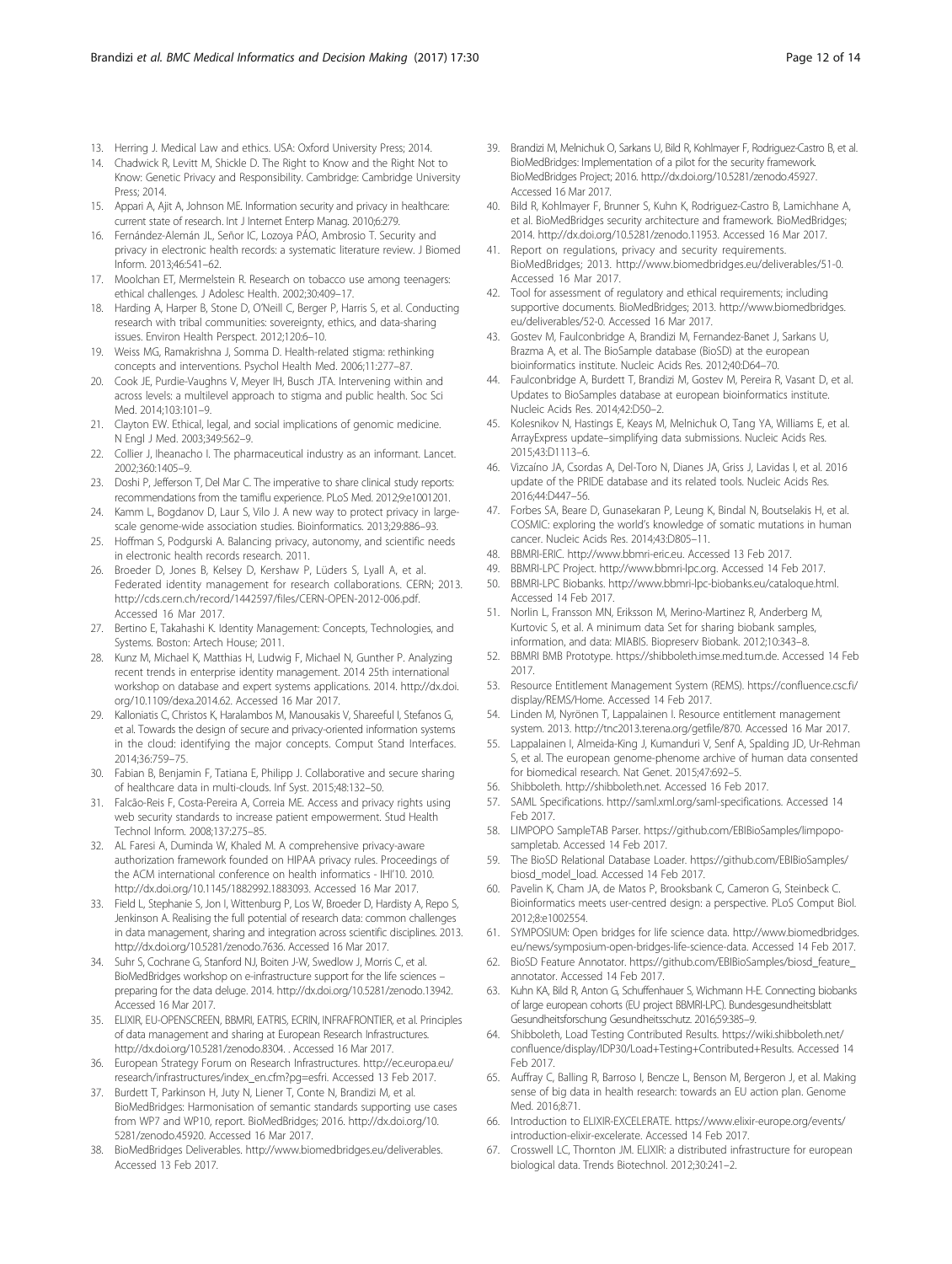13. Herring J. Medical Law and ethics. USA: Oxford University Press; 2014.
14. Chadwick R, Levitt M, Shickle D. The Right to Know and the Right Not to Know: Genetic Privacy and Responsibility. Cambridge: Cambridge University Press; 2014.
15. Appari A, Ajit A, Johnson ME. Information security and privacy in healthcare: current state of research. Int J Internet Enterp Manag. 2010;6:279.
16. Fernández-Alemán JL, Señor IC, Lozoya PÁO, Ambrosio T. Security and privacy in electronic health records: a systematic literature review. J Biomed Inform. 2013;46:541–62.
17. Moolchan ET, Mermelstein R. Research on tobacco use among teenagers: ethical challenges. J Adolesc Health. 2002;30:409–17.
18. Harding A, Harper B, Stone D, O'Neill C, Berger P, Harris S, et al. Conducting research with tribal communities: sovereignty, ethics, and data-sharing issues. Environ Health Perspect. 2012;120:6–10.
19. Weiss MG, Ramakrishna J, Somma D. Health-related stigma: rethinking concepts and interventions. Psychol Health Med. 2006;11:277–87.
20. Cook JE, Purdie-Vaughns V, Meyer IH, Busch JTA. Intervening within and across levels: a multilevel approach to stigma and public health. Soc Sci Med. 2014;103:101–9.
21. Clayton EW. Ethical, legal, and social implications of genomic medicine. N Engl J Med. 2003;349:562–9.
22. Collier J, Iheanacho I. The pharmaceutical industry as an informant. Lancet. 2002;360:1405–9.
23. Doshi P, Jefferson T, Del Mar C. The imperative to share clinical study reports: recommendations from the tamiflu experience. PLoS Med. 2012;9:e1001201.
24. Kamm L, Bogdanov D, Laur S, Vilo J. A new way to protect privacy in large-scale genome-wide association studies. Bioinformatics. 2013;29:886–93.
25. Hoffman S, Podgurski A. Balancing privacy, autonomy, and scientific needs in electronic health records research. 2011.
26. Broeder D, Jones B, Kelsey D, Kershaw P, Lüders S, Lyall A, et al. Federated identity management for research collaborations. CERN; 2013. http://cds.cern.ch/record/1442597/files/CERN-OPEN-2012-006.pdf. Accessed 16 Mar 2017.
27. Bertino E, Takahashi K. Identity Management: Concepts, Technologies, and Systems. Boston: Artech House; 2011.
28. Kunz M, Michael K, Matthias H, Ludwig F, Michael N, Gunther P. Analyzing recent trends in enterprise identity management. 2014 25th international workshop on database and expert systems applications. 2014. http://dx.doi.org/10.1109/dexa.2014.62. Accessed 16 Mar 2017.
29. Kalloniatis C, Christos K, Haralambos M, Manousakis V, Shareeful I, Stefanos G, et al. Towards the design of secure and privacy-oriented information systems in the cloud: identifying the major concepts. Comput Stand Interfaces. 2014;36:759–75.
30. Fabian B, Benjamin F, Tatiana E, Philipp J. Collaborative and secure sharing of healthcare data in multi-clouds. Inf Syst. 2015;48:132–50.
31. Falcão-Reis F, Costa-Pereira A, Correia ME. Access and privacy rights using web security standards to increase patient empowerment. Stud Health Technol Inform. 2008;137:275–85.
32. AL Faresi A, Duminda W, Khaled M. A comprehensive privacy-aware authorization framework founded on HIPAA privacy rules. Proceedings of the ACM international conference on health informatics - IHI'10. 2010. http://dx.doi.org/10.1145/1882992.1883093. Accessed 16 Mar 2017.
33. Field L, Stephanie S, Jon I, Wittenburg P, Los W, Broeder D, Hardisty A, Repo S, Jenkinson A. Realising the full potential of research data: common challenges in data management, sharing and integration across scientific disciplines. 2013. http://dx.doi.org/10.5281/zenodo.7636. Accessed 16 Mar 2017.
34. Suhr S, Cochrane G, Stanford NJ, Boiten J-W, Swedlow J, Morris C, et al. BioMedBridges workshop on e-infrastructure support for the life sciences – preparing for the data deluge. 2014. http://dx.doi.org/10.5281/zenodo.13942. Accessed 16 Mar 2017.
35. ELIXIR, EU-OPENSCREEN, BBMRI, EATRIS, ECRIN, INFRAFRONTIER, et al. Principles of data management and sharing at European Research Infrastructures. http://dx.doi.org/10.5281/zenodo.8304. . Accessed 16 Mar 2017.
36. European Strategy Forum on Research Infrastructures. http://ec.europa.eu/research/infrastructures/index_en.cfm?pg=esfri. Accessed 13 Feb 2017.
37. Burdett T, Parkinson H, Juty N, Liener T, Conte N, Brandizi M, et al. BioMedBridges: Harmonisation of semantic standards supporting use cases from WP7 and WP10, report. BioMedBridges; 2016. http://dx.doi.org/10.5281/zenodo.45920. Accessed 16 Mar 2017.
38. BioMedBridges Deliverables. http://www.biomedbridges.eu/deliverables. Accessed 13 Feb 2017.
39. Brandizi M, Melnichuk O, Sarkans U, Bild R, Kohlmayer F, Rodriguez-Castro B, et al. BioMedBridges: Implementation of a pilot for the security framework. BioMedBridges Project; 2016. http://dx.doi.org/10.5281/zenodo.45927. Accessed 16 Mar 2017.
40. Bild R, Kohlmayer F, Brunner S, Kuhn K, Rodriguez-Castro B, Lamichhane A, et al. BioMedBridges security architecture and framework. BioMedBridges; 2014. http://dx.doi.org/10.5281/zenodo.11953. Accessed 16 Mar 2017.
41. Report on regulations, privacy and security requirements. BioMedBridges; 2013. http://www.biomedbridges.eu/deliverables/51-0. Accessed 16 Mar 2017.
42. Tool for assessment of regulatory and ethical requirements; including supportive documents. BioMedBridges; 2013. http://www.biomedbridges.eu/deliverables/52-0. Accessed 16 Mar 2017.
43. Gostev M, Faulconbridge A, Brandizi M, Fernandez-Banet J, Sarkans U, Brazma A, et al. The BioSample database (BioSD) at the european bioinformatics institute. Nucleic Acids Res. 2012;40:D64–70.
44. Faulconbridge A, Burdett T, Brandizi M, Gostev M, Pereira R, Vasant D, et al. Updates to BioSamples database at european bioinformatics institute. Nucleic Acids Res. 2014;42:D50–2.
45. Kolesnikov N, Hastings E, Keays M, Melnichuk O, Tang YA, Williams E, et al. ArrayExpress update–simplifying data submissions. Nucleic Acids Res. 2015;43:D1113–6.
46. Vizcaíno JA, Csordas A, Del-Toro N, Dianes JA, Griss J, Lavidas I, et al. 2016 update of the PRIDE database and its related tools. Nucleic Acids Res. 2016;44:D447–56.
47. Forbes SA, Beare D, Gunasekaran P, Leung K, Bindal N, Boutselakis H, et al. COSMIC: exploring the world's knowledge of somatic mutations in human cancer. Nucleic Acids Res. 2014;43:D805–11.
48. BBMRI-ERIC. http://www.bbmri-eric.eu. Accessed 13 Feb 2017.
49. BBMRI-LPC Project. http://www.bbmri-lpc.org. Accessed 14 Feb 2017.
50. BBMRI-LPC Biobanks. http://www.bbmri-lpc-biobanks.eu/catalogue.html. Accessed 14 Feb 2017.
51. Norlin L, Fransson MN, Eriksson M, Merino-Martinez R, Anderberg M, Kurtovic S, et al. A minimum data Set for sharing biobank samples, information, and data: MIABIS. Biopreserv Biobank. 2012;10:343–8.
52. BBMRI BMB Prototype. https://shibboleth.imse.med.tum.de. Accessed 14 Feb 2017.
53. Resource Entitlement Management System (REMS). https://confluence.csc.fi/display/REMS/Home. Accessed 14 Feb 2017.
54. Linden M, Nyrönen T, Lappalainen I. Resource entitlement management system. 2013. http://tnc2013.terena.org/getfile/870. Accessed 16 Mar 2017.
55. Lappalainen I, Almeida-King J, Kumanduri V, Senf A, Spalding JD, Ur-Rehman S, et al. The european genome-phenome archive of human data consented for biomedical research. Nat Genet. 2015;47:692–5.
56. Shibboleth. http://shibboleth.net. Accessed 16 Feb 2017.
57. SAML Specifications. http://saml.xml.org/saml-specifications. Accessed 14 Feb 2017.
58. LIMPOPO SampleTAB Parser. https://github.com/EBIBioSamples/limpopo-sampletab. Accessed 14 Feb 2017.
59. The BioSD Relational Database Loader. https://github.com/EBIBioSamples/biosd_model_load. Accessed 14 Feb 2017.
60. Pavelin K, Cham JA, de Matos P, Brooksbank C, Cameron G, Steinbeck C. Bioinformatics meets user-centred design: a perspective. PLoS Comput Biol. 2012;8:e1002554.
61. SYMPOSIUM: Open bridges for life science data. http://www.biomedbridges.eu/news/symposium-open-bridges-life-science-data. Accessed 14 Feb 2017.
62. BioSD Feature Annotator. https://github.com/EBIBioSamples/biosd_feature_annotator. Accessed 14 Feb 2017.
63. Kuhn KA, Bild R, Anton G, Schuffenhauer S, Wichmann H-E. Connecting biobanks of large european cohorts (EU project BBMRI-LPC). Bundesgesundheitsblatt Gesundheitsforschung Gesundheitsschutz. 2016;59:385–9.
64. Shibboleth, Load Testing Contributed Results. https://wiki.shibboleth.net/confluence/display/IDP30/Load+Testing+Contributed+Results. Accessed 14 Feb 2017.
65. Auffray C, Balling R, Barroso I, Bencze L, Benson M, Bergeron J, et al. Making sense of big data in health research: towards an EU action plan. Genome Med. 2016;8:71.
66. Introduction to ELIXIR-EXCELERATE. https://www.elixir-europe.org/events/introduction-elixir-excelerate. Accessed 14 Feb 2017.
67. Crosswell LC, Thornton JM. ELIXIR: a distributed infrastructure for european biological data. Trends Biotechnol. 2012;30:241–2.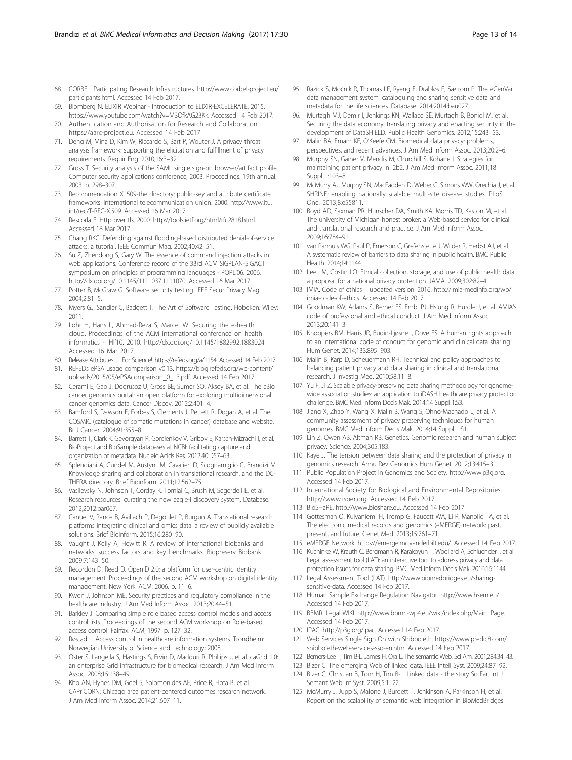68. CORBEL, Participating Research Infrastructures. http://www.corbel-project.eu/participants.html. Accessed 14 Feb 2017.
69. Blomberg N. ELIXIR Webinar - Introduction to ELIXIR-EXCELERATE. 2015. https://www.youtube.com/watch?v=M3OfkAG23Kk. Accessed 14 Feb 2017.
70. Authentication and Authorisation for Research and Collaboration. https://aarc-project.eu. Accessed 14 Feb 2017.
71. Deng M, Mina D, Kim W, Riccardo S, Bart P, Wouter J. A privacy threat analysis framework: supporting the elicitation and fulfillment of privacy requirements. Requir Eng. 2010;16:3–32.
72. Gross T. Security analysis of the SAML single sign-on browser/artifact profile. Computer security applications conference, 2003. Proceedings. 19th annual. 2003. p. 298–307.
73. Recommendation X. 509-the directory: public-key and attribute certificate frameworks. International telecommunication union. 2000. http://www.itu.int/rec/T-REC-X.509. Accessed 16 Mar 2017.
74. Rescorla E. Http over tls. 2000. http://tools.ietf.org/html/rfc2818.html. Accessed 16 Mar 2017.
75. Chang RKC. Defending against flooding-based distributed denial-of-service attacks: a tutorial. IEEE Commun Mag. 2002;40:42–51.
76. Su Z, Zhendong S, Gary W. The essence of command injection attacks in web applications. Conference record of the 33rd ACM SIGPLAN-SIGACT symposium on principles of programming languages - POPL'06. 2006. http://dx.doi.org/10.1145/1111037.1111070. Accessed 16 Mar 2017.
77. Potter B, McGraw G. Software security testing. IEEE Secur Privacy Mag. 2004;2:81–5.
78. Myers GJ, Sandler C, Badgett T. The Art of Software Testing. Hoboken: Wiley; 2011.
79. Löhr H, Hans L, Ahmad-Reza S, Marcel W. Securing the e-health cloud. Proceedings of the ACM international conference on health informatics - IHI'10. 2010. http://dx.doi.org/10.1145/1882992.1883024. Accessed 16 Mar 2017.
80. Release Attributes… For Science!. https://refeds.org/a/1154. Accessed 14 Feb 2017.
81. REFEDs ePSA usage comparison v0.13. https://blog.refeds.org/wp-content/uploads/2015/05/ePSAcomparison_0_13.pdf. Accessed 14 Feb 2017.
82. Cerami E, Gao J, Dogrusoz U, Gross BE, Sumer SO, Aksoy BA, et al. The cBio cancer genomics portal: an open platform for exploring multidimensional cancer genomics data. Cancer Discov. 2012;2:401–4.
83. Bamford S, Dawson E, Forbes S, Clements J, Pettett R, Dogan A, et al. The COSMIC (catalogue of somatic mutations in cancer) database and website. Br J Cancer. 2004;91:355–8.
84. Barrett T, Clark K, Gevorgyan R, Gorelenkov V, Gribov E, Karsch-Mizrachi I, et al. BioProject and BioSample databases at NCBI: facilitating capture and organization of metadata. Nucleic Acids Res. 2012;40:D57–63.
85. Splendiani A, Gündel M, Austyn JM, Cavalieri D, Scognamiglio C, Brandizi M. Knowledge sharing and collaboration in translational research, and the DC-THERA directory. Brief Bioinform. 2011;12:562–75.
86. Vasilevsky N, Johnson T, Corday K, Torniai C, Brush M, Segerdell E, et al. Research resources: curating the new eagle-i discovery system. Database. 2012;2012:bar067.
87. Canuel V, Rance B, Avillach P, Degoulet P, Burgun A. Translational research platforms integrating clinical and omics data: a review of publicly available solutions. Brief Bioinform. 2015;16:280–90.
88. Vaught J, Kelly A, Hewitt R. A review of international biobanks and networks: success factors and key benchmarks. Biopreserv Biobank. 2009;7:143–50.
89. Recordon D, Reed D. OpenID 2.0: a platform for user-centric identity management. Proceedings of the second ACM workshop on digital identity management. New York: ACM; 2006. p. 11–6.
90. Kwon J, Johnson ME. Security practices and regulatory compliance in the healthcare industry. J Am Med Inform Assoc. 2013;20:44–51.
91. Barkley J. Comparing simple role based access control models and access control lists. Proceedings of the second ACM workshop on Role-based access control. Fairfax: ACM; 1997. p. 127–32.
92. Røstad L. Access control in healthcare information systems. Trondheim: Norwegian University of Science and Technology; 2008.
93. Oster S, Langella S, Hastings S, Ervin D, Madduri R, Phillips J, et al. caGrid 1.0: an enterprise Grid infrastructure for biomedical research. J Am Med Inform Assoc. 2008;15:138–49.
94. Kho AN, Hynes DM, Goel S, Solomonides AE, Price R, Hota B, et al. CAPriCORN: Chicago area patient-centered outcomes research network. J Am Med Inform Assoc. 2014;21:607–11.
95. Razick S, Močnik R, Thomas LF, Ryeng E, Drabløs F, Sætrom P. The eGenVar data management system–cataloguing and sharing sensitive data and metadata for the life sciences. Database. 2014;2014:bau027.
96. Murtagh MJ, Demir I, Jenkings KN, Wallace SE, Murtagh B, Boniol M, et al. Securing the data economy: translating privacy and enacting security in the development of DataSHIELD. Public Health Genomics. 2012;15:243–53.
97. Malin BA, Emam KE, O'Keefe CM. Biomedical data privacy: problems, perspectives, and recent advances. J Am Med Inform Assoc. 2013;20:2–6.
98. Murphy SN, Gainer V, Mendis M, Churchill S, Kohane I. Strategies for maintaining patient privacy in i2b2. J Am Med Inform Assoc. 2011;18 Suppl 1:103–8.
99. McMurry AJ, Murphy SN, MacFadden D, Weber G, Simons WW, Orechia J, et al. SHRINE: enabling nationally scalable multi-site disease studies. PLoS One. 2013;8:e55811.
100. Boyd AD, Saxman PR, Hunscher DA, Smith KA, Morris TD, Kaston M, et al. The university of Michigan honest broker: a Web-based service for clinical and translational research and practice. J Am Med Inform Assoc. 2009;16:784–91.
101. van Panhuis WG, Paul P, Emerson C, Grefenstette J, Wilder R, Herbst AJ, et al. A systematic review of barriers to data sharing in public health. BMC Public Health. 2014;14:1144.
102. Lee LM, Gostin LO. Ethical collection, storage, and use of public health data: a proposal for a national privacy protection. JAMA. 2009;302:82–4.
103. IMIA. Code of ethics – updated version. 2016. http://imia-medinfo.org/wp/imia-code-of-ethics. Accessed 14 Feb 2017.
104. Goodman KW, Adams S, Berner ES, Embi PJ, Hsiung R, Hurdle J, et al. AMIA's code of professional and ethical conduct. J Am Med Inform Assoc. 2013;20:141–3.
105. Knoppers BM, Harris JR, Budin-Ljøsne I, Dove ES. A human rights approach to an international code of conduct for genomic and clinical data sharing. Hum Genet. 2014;133:895–903.
106. Malin B, Karp D, Scheuermann RH. Technical and policy approaches to balancing patient privacy and data sharing in clinical and translational research. J Investig Med. 2010;58:11–8.
107. Yu F, Ji Z. Scalable privacy-preserving data sharing methodology for genome-wide association studies: an application to iDASH healthcare privacy protection challenge. BMC Med Inform Decis Mak. 2014;14 Suppl 1:S3.
108. Jiang X, Zhao Y, Wang X, Malin B, Wang S, Ohno-Machado L, et al. A community assessment of privacy preserving techniques for human genomes. BMC Med Inform Decis Mak. 2014;14 Suppl 1:S1.
109. Lin Z, Owen AB, Altman RB. Genetics. Genomic research and human subject privacy. Science. 2004;305:183.
110. Kaye J. The tension between data sharing and the protection of privacy in genomics research. Annu Rev Genomics Hum Genet. 2012;13:415–31.
111. Public Population Project in Genomics and Society. http://www.p3g.org. Accessed 14 Feb 2017.
112. International Society for Biological and Environmental Repositories. http://www.isber.org. Accessed 14 Feb 2017.
113. BioSHaRE. http://www.bioshare.eu. Accessed 14 Feb 2017.
114. Gottesman O, Kuivaniemi H, Tromp G, Faucett WA, Li R, Manolio TA, et al. The electronic medical records and genomics (eMERGE) network: past, present, and future. Genet Med. 2013;15:761–71.
115. eMERGE Network. https://emerge.mc.vanderbilt.edu/. Accessed 14 Feb 2017.
116. Kuchinke W, Krauth C, Bergmann R, Karakoyun T, Woollard A, Schluender I, et al. Legal assessment tool (LAT): an interactive tool to address privacy and data protection issues for data sharing. BMC Med Inform Decis Mak. 2016;16:1144.
117. Legal Assessment Tool (LAT). http://www.biomedbridges.eu/sharing-sensitive-data. Accessed 14 Feb 2017.
118. Human Sample Exchange Regulation Navigator. http://www.hsern.eu/. Accessed 14 Feb 2017.
119. BBMRI Legal WIKI. http://www.bbmri-wp4.eu/wiki/index.php/Main_Page. Accessed 14 Feb 2017.
120. IPAC. http://p3g.org/ipac. Accessed 14 Feb 2017.
121. Web Services Single Sign On with Shibboleth. https://www.predic8.com/shibboleth-web-services-sso-en.htm. Accessed 14 Feb 2017.
122. Berners-Lee T, Tim B-L, James H, Ora L. The semantic Web. Sci Am. 2001;284:34–43.
123. Bizer C. The emerging Web of linked data. IEEE Intell Syst. 2009;24:87–92.
124. Bizer C, Christian B, Tom H, Tim B-L. Linked data - the story So Far. Int J Semant Web Inf Syst. 2009;5:1–22.
125. McMurry J, Jupp S, Malone J, Burdett T, Jenkinson A, Parkinson H, et al. Report on the scalability of semantic web integration in BioMedBridges.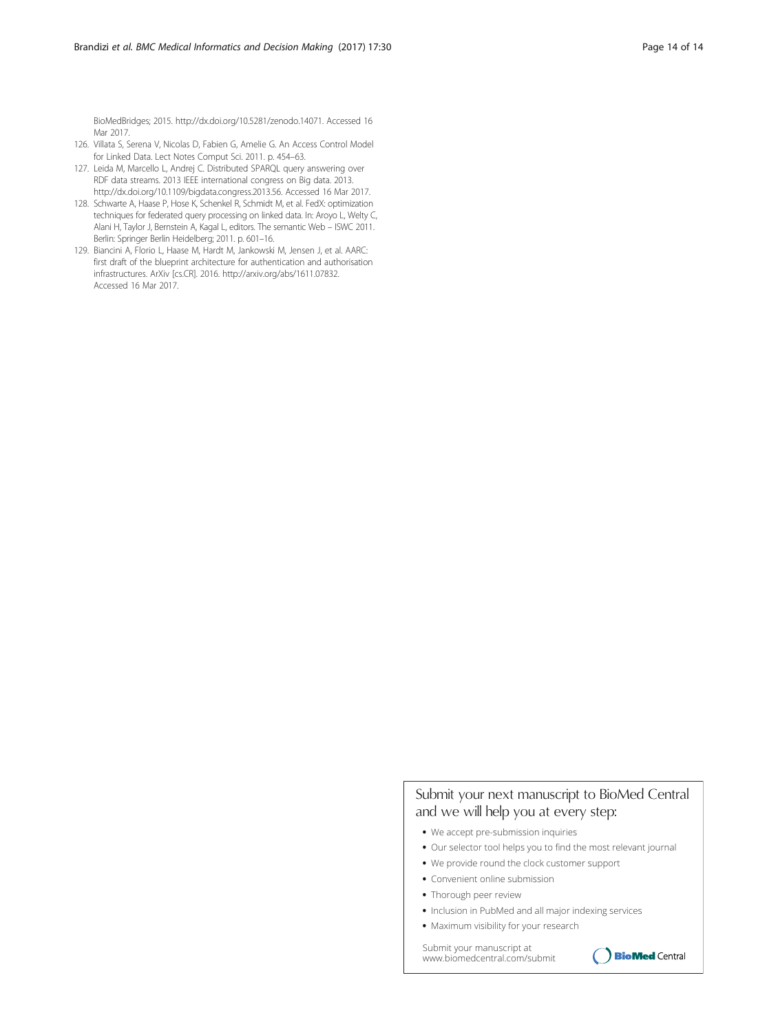BioMedBridges; 2015. http://dx.doi.org/10.5281/zenodo.14071. Accessed 16 Mar 2017.

126. Villata S, Serena V, Nicolas D, Fabien G, Amelie G. An Access Control Model for Linked Data. Lect Notes Comput Sci. 2011. p. 454–63.
127. Leida M, Marcello L, Andrej C. Distributed SPARQL query answering over RDF data streams. 2013 IEEE international congress on Big data. 2013. http://dx.doi.org/10.1109/bigdata.congress.2013.56. Accessed 16 Mar 2017.
128. Schwarte A, Haase P, Hose K, Schenkel R, Schmidt M, et al. FedX: optimization techniques for federated query processing on linked data. In: Aroyo L, Welty C, Alani H, Taylor J, Bernstein A, Kagal L, editors. The semantic Web – ISWC 2011. Berlin: Springer Berlin Heidelberg; 2011. p. 601–16.
129. Biancini A, Florio L, Haase M, Hardt M, Jankowski M, Jensen J, et al. AARC: first draft of the blueprint architecture for authentication and authorisation infrastructures. ArXiv [cs.CR]. 2016. http://arxiv.org/abs/1611.07832. Accessed 16 Mar 2017.

Submit your next manuscript to BioMed Central and we will help you at every step:

- We accept pre-submission inquiries
- Our selector tool helps you to find the most relevant journal
- We provide round the clock customer support
- Convenient online submission
- Thorough peer review
- Inclusion in PubMed and all major indexing services
- Maximum visibility for your research

Submit your manuscript at
www.biomedcentral.com/submit

BioMed Central